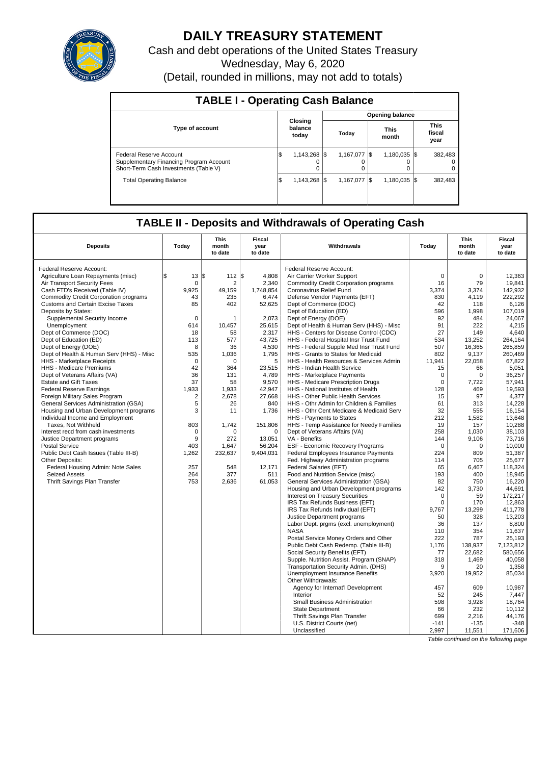# DAILY TREASURY STATEMENT

Cash and debt operations of the United States Treasury

Wednesday, May 6, 2020

(Detail, rounded in millions, may not add to totals)

## TABLE I - Operating Cash Balance

| Type of account | Closing balance today | Opening balance Today | Opening balance This month | Opening balance This fiscal year |
|---|---|---|---|---|
| Federal Reserve Account | $ 1,143,268 | $ 1,167,077 | $ 1,180,035 | $ 382,483 |
| Supplementary Financing Program Account | 0 | 0 | 0 | 0 |
| Short-Term Cash Investments (Table V) | 0 | 0 | 0 | 0 |
| Total Operating Balance | $ 1,143,268 | $ 1,167,077 | $ 1,180,035 | $ 382,483 |

## TABLE II - Deposits and Withdrawals of Operating Cash

| Deposits | Today | This month to date | Fiscal year to date |
|---|---|---|---|
| Federal Reserve Account: | | | |
| Agriculture Loan Repayments (misc) | $ 13 | $ 112 | $ 4,808 |
| Air Transport Security Fees | 0 | 2 | 2,340 |
| Cash FTD's Received (Table IV) | 9,925 | 49,159 | 1,748,854 |
| Commodity Credit Corporation programs | 43 | 235 | 6,474 |
| Customs and Certain Excise Taxes | 85 | 402 | 52,625 |
| Deposits by States: | | | |
| Supplemental Security Income | 0 | 1 | 2,073 |
| Unemployment | 614 | 10,457 | 25,615 |
| Dept of Commerce (DOC) | 18 | 58 | 2,317 |
| Dept of Education (ED) | 113 | 577 | 43,725 |
| Dept of Energy (DOE) | 8 | 36 | 4,530 |
| Dept of Health & Human Serv (HHS) - Misc | 535 | 1,036 | 1,795 |
| HHS - Marketplace Receipts | 0 | 0 | 5 |
| HHS - Medicare Premiums | 42 | 364 | 23,515 |
| Dept of Veterans Affairs (VA) | 36 | 131 | 4,789 |
| Estate and Gift Taxes | 37 | 58 | 9,570 |
| Federal Reserve Earnings | 1,933 | 1,933 | 42,947 |
| Foreign Military Sales Program | 2 | 2,678 | 27,668 |
| General Services Administration (GSA) | 5 | 26 | 840 |
| Housing and Urban Development programs | 3 | 11 | 1,736 |
| Individual Income and Employment | | | |
| Taxes, Not Withheld | 803 | 1,742 | 151,806 |
| Interest recd from cash investments | 0 | 0 | 0 |
| Justice Department programs | 9 | 272 | 13,051 |
| Postal Service | 403 | 1,647 | 56,204 |
| Public Debt Cash Issues (Table III-B) | 1,262 | 232,637 | 9,404,031 |
| Other Deposits: | | | |
| Federal Housing Admin: Note Sales | 257 | 548 | 12,171 |
| Seized Assets | 264 | 377 | 511 |
| Thrift Savings Plan Transfer | 753 | 2,636 | 61,053 |

| Withdrawals | Today | This month to date | Fiscal year to date |
|---|---|---|---|
| Federal Reserve Account: | | | |
| Air Carrier Worker Support | 0 | 0 | 12,363 |
| Commodity Credit Corporation programs | 16 | 79 | 19,841 |
| Coronavirus Relief Fund | 3,374 | 3,374 | 142,932 |
| Defense Vendor Payments (EFT) | 830 | 4,119 | 222,292 |
| Dept of Commerce (DOC) | 42 | 118 | 6,126 |
| Dept of Education (ED) | 596 | 1,998 | 107,019 |
| Dept of Energy (DOE) | 92 | 484 | 24,067 |
| Dept of Health & Human Serv (HHS) - Misc | 91 | 222 | 4,215 |
| HHS - Centers for Disease Control (CDC) | 27 | 149 | 4,640 |
| HHS - Federal Hospital Insr Trust Fund | 534 | 13,252 | 264,164 |
| HHS - Federal Supple Med Insr Trust Fund | 507 | 16,365 | 265,859 |
| HHS - Grants to States for Medicaid | 802 | 9,137 | 260,469 |
| HHS - Health Resources & Services Admin | 11,941 | 22,058 | 67,822 |
| HHS - Indian Health Service | 15 | 66 | 5,051 |
| HHS - Marketplace Payments | 0 | 0 | 36,257 |
| HHS - Medicare Prescription Drugs | 0 | 7,722 | 57,941 |
| HHS - National Institutes of Health | 128 | 469 | 19,593 |
| HHS - Other Public Health Services | 15 | 97 | 4,377 |
| HHS - Othr Admin for Children & Families | 61 | 313 | 14,228 |
| HHS - Othr Cent Medicare & Medicaid Serv | 32 | 555 | 16,154 |
| HHS - Payments to States | 212 | 1,582 | 13,648 |
| HHS - Temp Assistance for Needy Families | 19 | 157 | 10,288 |
| Dept of Veterans Affairs (VA) | 258 | 1,030 | 38,103 |
| VA - Benefits | 144 | 9,106 | 73,716 |
| ESF - Economic Recovery Programs | 0 | 0 | 10,000 |
| Federal Employees Insurance Payments | 224 | 809 | 51,387 |
| Fed. Highway Administration programs | 114 | 705 | 25,677 |
| Federal Salaries (EFT) | 65 | 6,467 | 118,324 |
| Food and Nutrition Service (misc) | 193 | 400 | 18,945 |
| General Services Administration (GSA) | 82 | 750 | 16,220 |
| Housing and Urban Development programs | 142 | 3,730 | 44,691 |
| Interest on Treasury Securities | 0 | 59 | 172,217 |
| IRS Tax Refunds Business (EFT) | 0 | 170 | 12,863 |
| IRS Tax Refunds Individual (EFT) | 9,767 | 13,299 | 411,778 |
| Justice Department programs | 50 | 328 | 13,203 |
| Labor Dept. prgms (excl. unemployment) | 36 | 137 | 8,800 |
| NASA | 110 | 354 | 11,637 |
| Postal Service Money Orders and Other | 222 | 787 | 25,193 |
| Public Debt Cash Redemp. (Table III-B) | 1,176 | 138,937 | 7,123,812 |
| Social Security Benefits (EFT) | 77 | 22,682 | 580,656 |
| Supple. Nutrition Assist. Program (SNAP) | 318 | 1,469 | 40,058 |
| Transportation Security Admin. (DHS) | 9 | 20 | 1,358 |
| Unemployment Insurance Benefits | 3,920 | 19,952 | 85,034 |
| Other Withdrawals: | | | |
| Agency for Internat'l Development | 457 | 609 | 10,987 |
| Interior | 52 | 245 | 7,447 |
| Small Business Administration | 598 | 3,928 | 18,764 |
| State Department | 66 | 232 | 10,112 |
| Thrift Savings Plan Transfer | 699 | 2,216 | 44,176 |
| U.S. District Courts (net) | -141 | -135 | -348 |
| Unclassified | 2,997 | 11,551 | 171,606 |

*Table continued on the following page*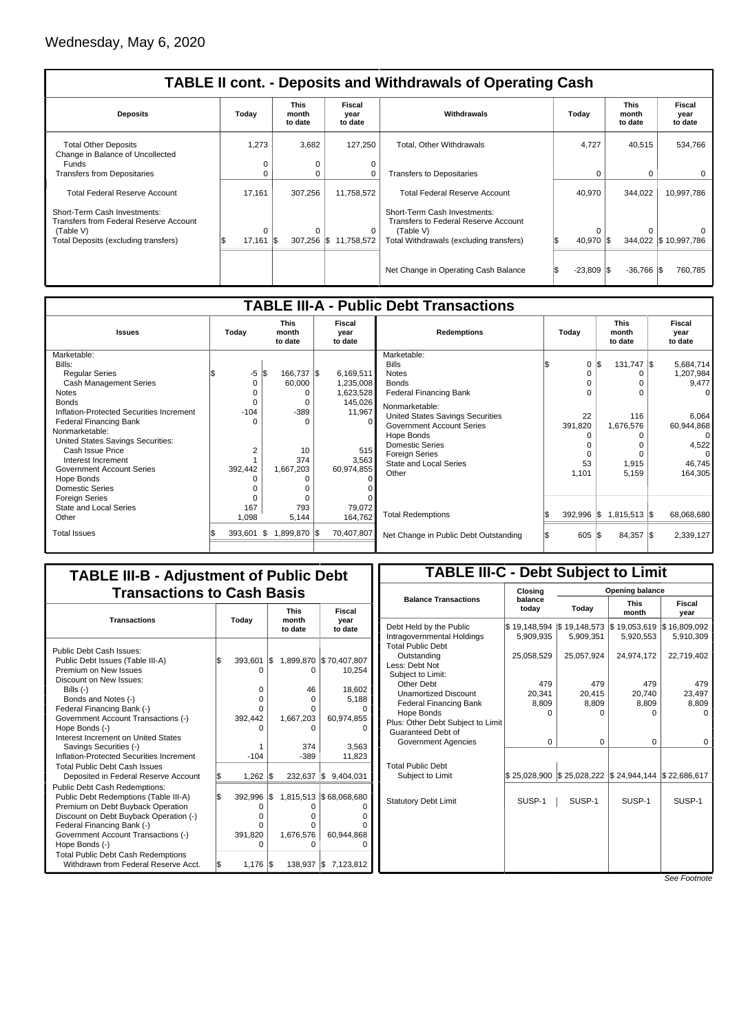Wednesday, May 6, 2020

## TABLE II cont. - Deposits and Withdrawals of Operating Cash

| Deposits | Today | This month to date | Fiscal year to date | Withdrawals | Today | This month to date | Fiscal year to date |
|---|---|---|---|---|---|---|---|
| Total Other Deposits | 1,273 | 3,682 | 127,250 | Total, Other Withdrawals | 4,727 | 40,515 | 534,766 |
| Change in Balance of Uncollected Funds | 0 | 0 | 0 | | | | |
| Transfers from Depositaries | 0 | 0 | 0 | Transfers to Depositaries | 0 | 0 | 0 |
| Total Federal Reserve Account | 17,161 | 307,256 | 11,758,572 | Total Federal Reserve Account | 40,970 | 344,022 | 10,997,786 |
| Short-Term Cash Investments: Transfers from Federal Reserve Account (Table V) | 0 | 0 | 0 | Short-Term Cash Investments: Transfers to Federal Reserve Account (Table V) | 0 | 0 | 0 |
| Total Deposits (excluding transfers) | $ 17,161 | $ 307,256 | $ 11,758,572 | Total Withdrawals (excluding transfers) | $ 40,970 | $ 344,022 | $ 10,997,786 |
| | | | | Net Change in Operating Cash Balance | $ -23,809 | $ -36,766 | $ 760,785 |

## TABLE III-A - Public Debt Transactions

| Issues | Today | This month to date | Fiscal year to date | Redemptions | Today | This month to date | Fiscal year to date |
|---|---|---|---|---|---|---|---|
| Marketable: | | | | Marketable: | | | |
| Bills: | | | | Bills | $ 0 | $ 131,747 | $ 5,684,714 |
| Regular Series | $ -5 | $ 166,737 | $ 6,169,511 | Notes | 0 | 0 | 1,207,984 |
| Cash Management Series | 0 | 60,000 | 1,235,008 | Bonds | 0 | 0 | 9,477 |
| Notes | 0 | 0 | 1,623,528 | Federal Financing Bank | 0 | 0 | 0 |
| Bonds | 0 | 0 | 145,026 | Nonmarketable: | | | |
| Inflation-Protected Securities Increment | -104 | -389 | 11,967 | United States Savings Securities | 22 | 116 | 6,064 |
| Federal Financing Bank | 0 | 0 | 0 | Government Account Series | 391,820 | 1,676,576 | 60,944,868 |
| Nonmarketable: | | | | Hope Bonds | 0 | 0 | 0 |
| United States Savings Securities: | | | | Domestic Series | 0 | 0 | 4,522 |
| Cash Issue Price | 2 | 10 | 515 | Foreign Series | 0 | 0 | 0 |
| Interest Increment | 1 | 374 | 3,563 | State and Local Series | 53 | 1,915 | 46,745 |
| Government Account Series | 392,442 | 1,667,203 | 60,974,855 | Other | 1,101 | 5,159 | 164,305 |
| Hope Bonds | 0 | 0 | 0 | | | | |
| Domestic Series | 0 | 0 | 0 | | | | |
| Foreign Series | 0 | 0 | 0 | | | | |
| State and Local Series | 167 | 793 | 79,072 | | | | |
| Other | 1,098 | 5,144 | 164,762 | Total Redemptions | $ 392,996 | $ 1,815,513 | $ 68,068,680 |
| Total Issues | $ 393,601 | $ 1,899,870 | $ 70,407,807 | Net Change in Public Debt Outstanding | $ 605 | $ 84,357 | $ 2,339,127 |

## TABLE III-B - Adjustment of Public Debt Transactions to Cash Basis

| Transactions | Today | This month to date | Fiscal year to date |
|---|---|---|---|
| Public Debt Cash Issues: | | | |
| Public Debt Issues (Table III-A) | $ 393,601 | $ 1,899,870 | $ 70,407,807 |
| Premium on New Issues | 0 | 0 | 10,254 |
| Discount on New Issues: | | | |
| Bills (-) | 0 | 46 | 18,602 |
| Bonds and Notes (-) | 0 | 0 | 5,188 |
| Federal Financing Bank (-) | 0 | 0 | 0 |
| Government Account Transactions (-) | 392,442 | 1,667,203 | 60,974,855 |
| Hope Bonds (-) | 0 | 0 | 0 |
| Interest Increment on United States Savings Securities (-) | 1 | 374 | 3,563 |
| Inflation-Protected Securities Increment | -104 | -389 | 11,823 |
| Total Public Debt Cash Issues Deposited in Federal Reserve Account | $ 1,262 | $ 232,637 | $ 9,404,031 |
| Public Debt Cash Redemptions: | | | |
| Public Debt Redemptions (Table III-A) | $ 392,996 | $ 1,815,513 | $ 68,068,680 |
| Premium on Debt Buyback Operation | 0 | 0 | 0 |
| Discount on Debt Buyback Operation (-) | 0 | 0 | 0 |
| Federal Financing Bank (-) | 0 | 0 | 0 |
| Government Account Transactions (-) | 391,820 | 1,676,576 | 60,944,868 |
| Hope Bonds (-) | 0 | 0 | 0 |
| Total Public Debt Cash Redemptions Withdrawn from Federal Reserve Acct. | $ 1,176 | $ 138,937 | $ 7,123,812 |

## TABLE III-C - Debt Subject to Limit

| Balance Transactions | Closing balance today | Opening balance Today | Opening balance This month | Opening balance Fiscal year |
|---|---|---|---|---|
| Debt Held by the Public | $ 19,148,594 | $ 19,148,573 | $ 19,053,619 | $ 16,809,092 |
| Intragovernmental Holdings | 5,909,935 | 5,909,351 | 5,920,553 | 5,910,309 |
| Total Public Debt Outstanding | 25,058,529 | 25,057,924 | 24,974,172 | 22,719,402 |
| Less: Debt Not Subject to Limit: | | | | |
| Other Debt | 479 | 479 | 479 | 479 |
| Unamortized Discount | 20,341 | 20,415 | 20,740 | 23,497 |
| Federal Financing Bank | 8,809 | 8,809 | 8,809 | 8,809 |
| Hope Bonds | 0 | 0 | 0 | 0 |
| Plus: Other Debt Subject to Limit Guaranteed Debt of Government Agencies | 0 | 0 | 0 | 0 |
| Total Public Debt Subject to Limit | $ 25,028,900 | $ 25,028,222 | $ 24,944,144 | $ 22,686,617 |
| Statutory Debt Limit | SUSP-1 | SUSP-1 | SUSP-1 | SUSP-1 |

*See Footnote*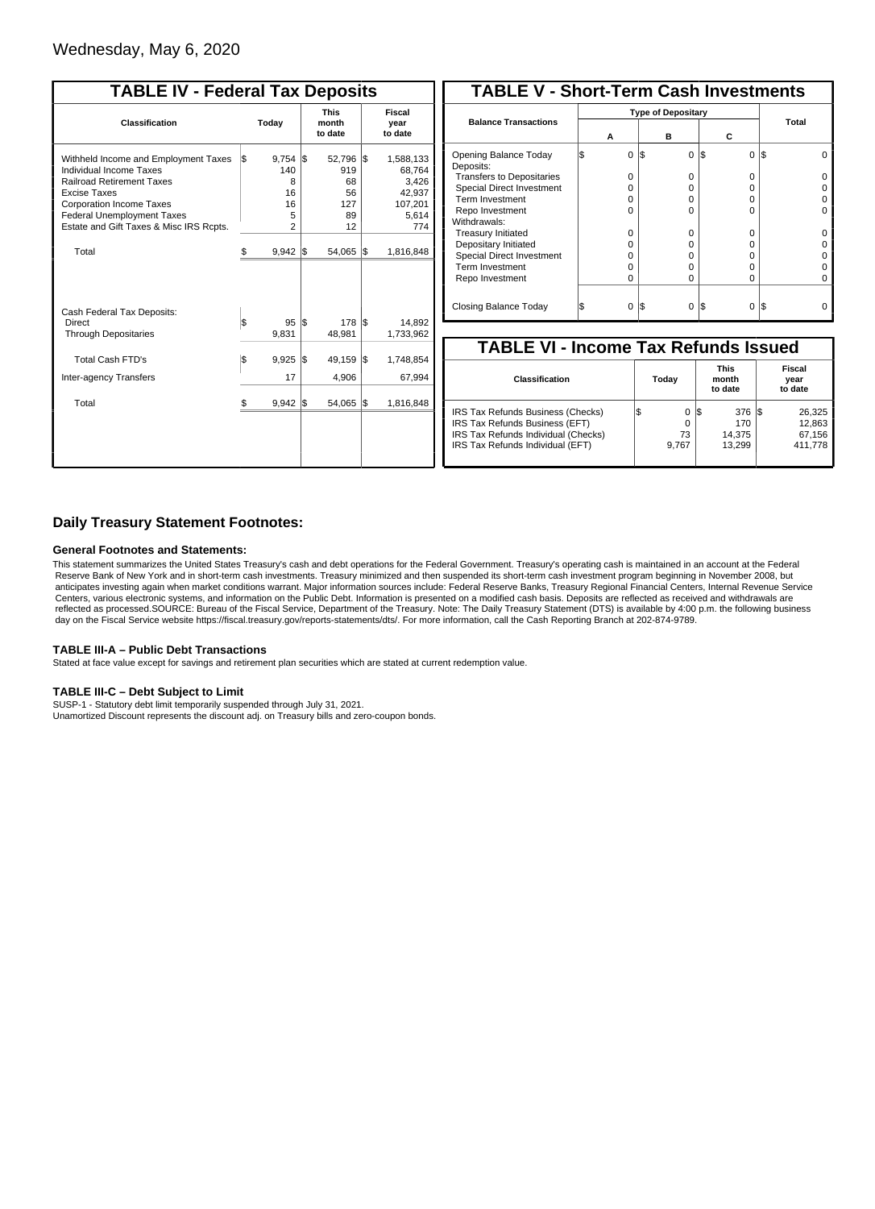Wednesday, May 6, 2020

## TABLE IV - Federal Tax Deposits

| Classification | Today | This month to date | Fiscal year to date |
|---|---|---|---|
| Withheld Income and Employment Taxes | $ 9,754 | $ 52,796 | $ 1,588,133 |
| Individual Income Taxes | 140 | 919 | 68,764 |
| Railroad Retirement Taxes | 8 | 68 | 3,426 |
| Excise Taxes | 16 | 56 | 42,937 |
| Corporation Income Taxes | 16 | 127 | 107,201 |
| Federal Unemployment Taxes | 5 | 89 | 5,614 |
| Estate and Gift Taxes & Misc IRS Rcpts. | 2 | 12 | 774 |
| Total | $ 9,942 | $ 54,065 | $ 1,816,848 |
| Cash Federal Tax Deposits: | | | |
| Direct | $ 95 | $ 178 | $ 14,892 |
| Through Depositaries | 9,831 | 48,981 | 1,733,962 |
| Total Cash FTD's | $ 9,925 | $ 49,159 | $ 1,748,854 |
| Inter-agency Transfers | 17 | 4,906 | 67,994 |
| Total | $ 9,942 | $ 54,065 | $ 1,816,848 |

## TABLE V - Short-Term Cash Investments

| Balance Transactions | Type of Depositary | | | Total |
|---|---|---|---|---|
| | A | B | C | |
| Opening Balance Today | $ 0 | $ 0 | $ 0 | $ 0 |
| Deposits: | | | | |
| Transfers to Depositaries | 0 | 0 | 0 | 0 |
| Special Direct Investment | 0 | 0 | 0 | 0 |
| Term Investment | 0 | 0 | 0 | 0 |
| Repo Investment | 0 | 0 | 0 | 0 |
| Withdrawals: | | | | |
| Treasury Initiated | 0 | 0 | 0 | 0 |
| Depositary Initiated | 0 | 0 | 0 | 0 |
| Special Direct Investment | 0 | 0 | 0 | 0 |
| Term Investment | 0 | 0 | 0 | 0 |
| Repo Investment | 0 | 0 | 0 | 0 |
| Closing Balance Today | $ 0 | $ 0 | $ 0 | $ 0 |

## TABLE VI - Income Tax Refunds Issued

| Classification | Today | This month to date | Fiscal year to date |
|---|---|---|---|
| IRS Tax Refunds Business (Checks) | $ 0 | $ 376 | $ 26,325 |
| IRS Tax Refunds Business (EFT) | 0 | 170 | 12,863 |
| IRS Tax Refunds Individual (Checks) | 73 | 14,375 | 67,156 |
| IRS Tax Refunds Individual (EFT) | 9,767 | 13,299 | 411,778 |

### Daily Treasury Statement Footnotes:

#### General Footnotes and Statements:

This statement summarizes the United States Treasury's cash and debt operations for the Federal Government. Treasury's operating cash is maintained in an account at the Federal Reserve Bank of New York and in short-term cash investments. Treasury minimized and then suspended its short-term cash investment program beginning in November 2008, but anticipates investing again when market conditions warrant. Major information sources include: Federal Reserve Banks, Treasury Regional Financial Centers, Internal Revenue Service Centers, various electronic systems, and information on the Public Debt. Information is presented on a modified cash basis. Deposits are reflected as received and withdrawals are reflected as processed.SOURCE: Bureau of the Fiscal Service, Department of the Treasury. Note: The Daily Treasury Statement (DTS) is available by 4:00 p.m. the following business day on the Fiscal Service website https://fiscal.treasury.gov/reports-statements/dts/. For more information, call the Cash Reporting Branch at 202-874-9789.

#### TABLE III-A – Public Debt Transactions

Stated at face value except for savings and retirement plan securities which are stated at current redemption value.

#### TABLE III-C – Debt Subject to Limit

SUSP-1 - Statutory debt limit temporarily suspended through July 31, 2021.
Unamortized Discount represents the discount adj. on Treasury bills and zero-coupon bonds.